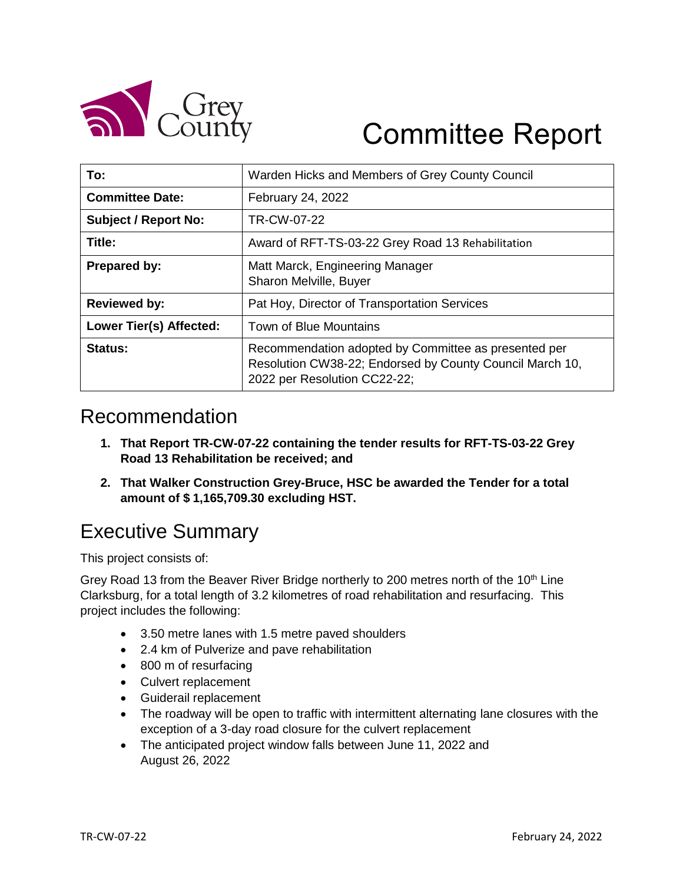# Committee Report

| To: | Warden Hicks and Members of Grey County Council |
|---|---|
| Committee Date: | February 24, 2022 |
| Subject / Report No: | TR-CW-07-22 |
| Title: | Award of RFT-TS-03-22 Grey Road 13 Rehabilitation |
| Prepared by: | Matt Marck, Engineering Manager<br>Sharon Melville, Buyer |
| Reviewed by: | Pat Hoy, Director of Transportation Services |
| Lower Tier(s) Affected: | Town of Blue Mountains |
| Status: | Recommendation adopted by Committee as presented per Resolution CW38-22; Endorsed by County Council March 10, 2022 per Resolution CC22-22; |

## Recommendation

1. **That Report TR-CW-07-22 containing the tender results for RFT-TS-03-22 Grey Road 13 Rehabilitation be received; and**
2. **That Walker Construction Grey-Bruce, HSC be awarded the Tender for a total amount of $ 1,165,709.30 excluding HST.**

## Executive Summary

This project consists of:

Grey Road 13 from the Beaver River Bridge northerly to 200 metres north of the 10th Line Clarksburg, for a total length of 3.2 kilometres of road rehabilitation and resurfacing. This project includes the following:

- 3.50 metre lanes with 1.5 metre paved shoulders
- 2.4 km of Pulverize and pave rehabilitation
- 800 m of resurfacing
- Culvert replacement
- Guiderail replacement
- The roadway will be open to traffic with intermittent alternating lane closures with the exception of a 3-day road closure for the culvert replacement
- The anticipated project window falls between June 11, 2022 and August 26, 2022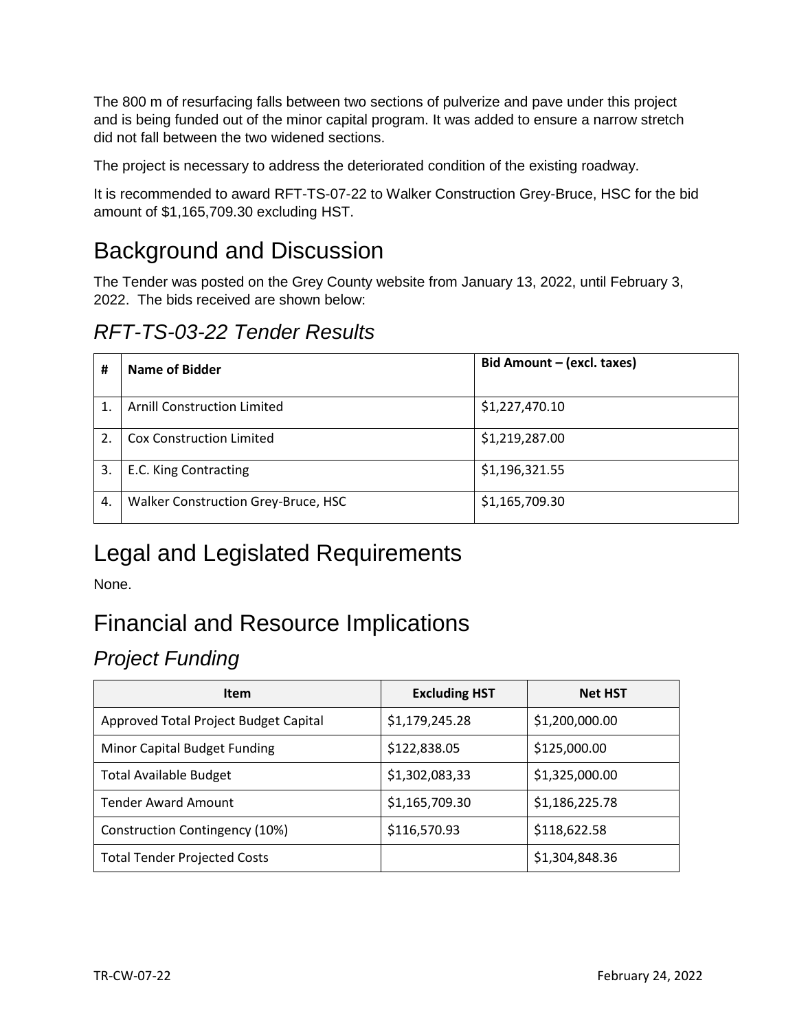The 800 m of resurfacing falls between two sections of pulverize and pave under this project and is being funded out of the minor capital program. It was added to ensure a narrow stretch did not fall between the two widened sections.

The project is necessary to address the deteriorated condition of the existing roadway.

It is recommended to award RFT-TS-07-22 to Walker Construction Grey-Bruce, HSC for the bid amount of $1,165,709.30 excluding HST.

# Background and Discussion

The Tender was posted on the Grey County website from January 13, 2022, until February 3, 2022. The bids received are shown below:

## *RFT-TS-03-22 Tender Results*

| # | Name of Bidder | Bid Amount – (excl. taxes) |
|---|---|---|
| 1. | Arnill Construction Limited | $1,227,470.10 |
| 2. | Cox Construction Limited | $1,219,287.00 |
| 3. | E.C. King Contracting | $1,196,321.55 |
| 4. | Walker Construction Grey-Bruce, HSC | $1,165,709.30 |

# Legal and Legislated Requirements

None.

# Financial and Resource Implications

## *Project Funding*

| Item | Excluding HST | Net HST |
|---|---|---|
| Approved Total Project Budget Capital | $1,179,245.28 | $1,200,000.00 |
| Minor Capital Budget Funding | $122,838.05 | $125,000.00 |
| Total Available Budget | $1,302,083,33 | $1,325,000.00 |
| Tender Award Amount | $1,165,709.30 | $1,186,225.78 |
| Construction Contingency (10%) | $116,570.93 | $118,622.58 |
| Total Tender Projected Costs | | $1,304,848.36 |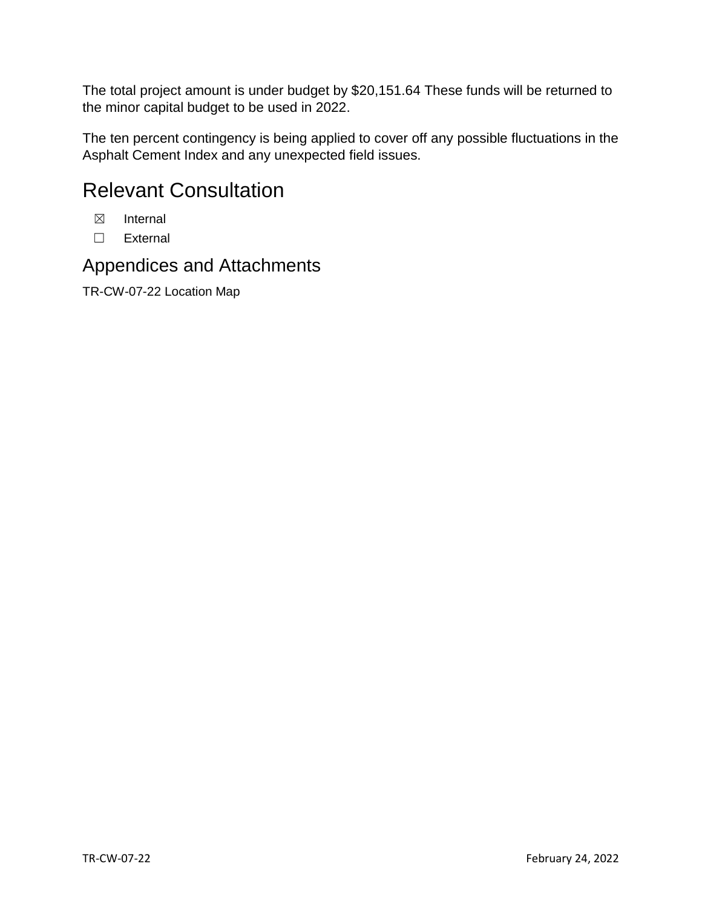The total project amount is under budget by $20,151.64 These funds will be returned to the minor capital budget to be used in 2022.

The ten percent contingency is being applied to cover off any possible fluctuations in the Asphalt Cement Index and any unexpected field issues.

# Relevant Consultation

☒ Internal

☐ External

## Appendices and Attachments

TR-CW-07-22 Location Map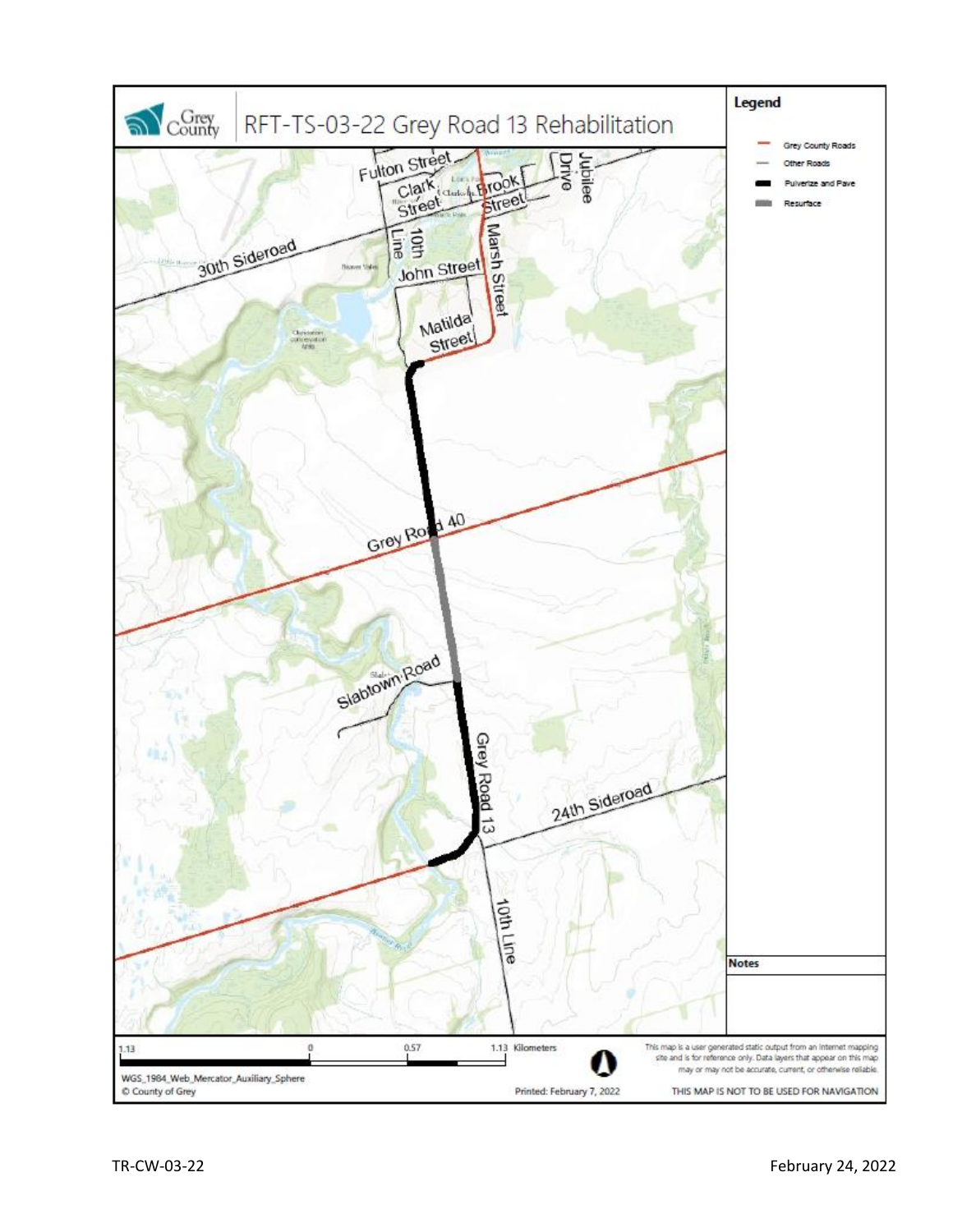Grey County

# RFT-TS-03-22 Grey Road 13 Rehabilitation

Legend

Grey County Roads

Other Roads

Pulverize and Pave

Resurface

Fulton Street

Clark Street

Brook Street

Jubilee Drive

10th Line

Marsh Street

30th Sideroad

John Street

Matilda Street

Grey Road 40

Slabtown Road

Grey Road 13

24th Sideroad

10th Line

Notes

1.13 0 0.57 1.13 Kilometers

WGS_1984_Web_Mercator_Auxiliary_Sphere

© County of Grey

Printed: February 7, 2022

This map is a user generated static output from an Internet mapping site and is for reference only. Data layers that appear on this map may or may not be accurate, current, or otherwise reliable.

THIS MAP IS NOT TO BE USED FOR NAVIGATION